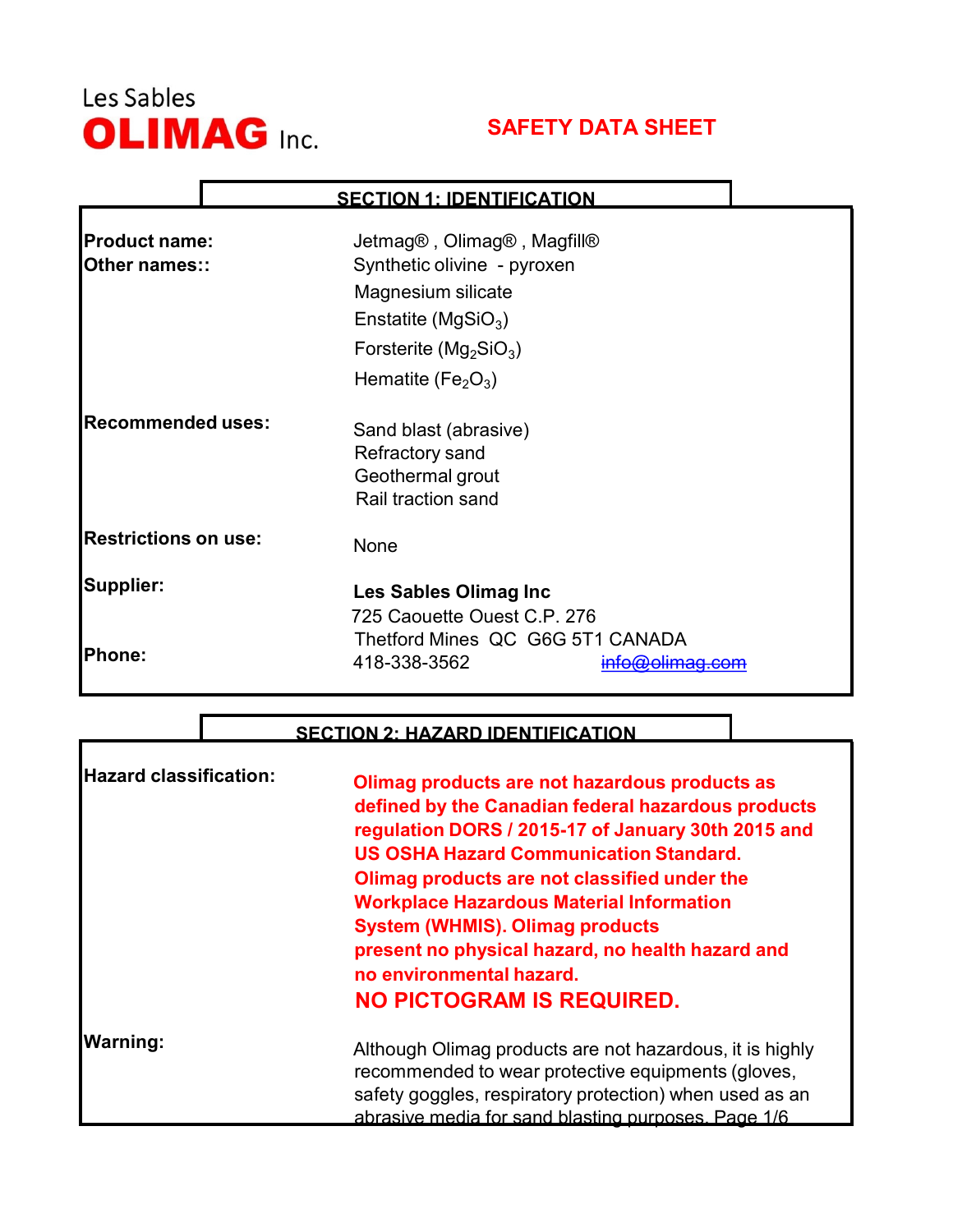Les Sables
**OLIMAG** Inc.

# SAFETY DATA SHEET

## SECTION 1: IDENTIFICATION

**Product name:** Jetmag® , Olimag® , Magfill®

**Other names::** Synthetic olivine - pyroxen
Magnesium silicate
Enstatite ($MgSiO_3$)
Forsterite ($Mg_2SiO_3$)
Hematite ($Fe_2O_3$)

**Recommended uses:**
Sand blast (abrasive)
Refractory sand
Geothermal grout
Rail traction sand

**Restrictions on use:** None

**Supplier:**
**Les Sables Olimag Inc**
725 Caouette Ouest C.P. 276
Thetford Mines QC G6G 5T1 CANADA

**Phone:** 418-338-3562 info@olimag.com

## SECTION 2: HAZARD IDENTIFICATION

**Hazard classification:**
**Olimag products are not hazardous products as defined by the Canadian federal hazardous products regulation DORS / 2015-17 of January 30th 2015 and US OSHA Hazard Communication Standard. Olimag products are not classified under the Workplace Hazardous Material Information System (WHMIS). Olimag products present no physical hazard, no health hazard and no environmental hazard.**

**NO PICTOGRAM IS REQUIRED.**

**Warning:**
Although Olimag products are not hazardous, it is highly recommended to wear protective equipments (gloves, safety goggles, respiratory protection) when used as an abrasive media for sand blasting purposes.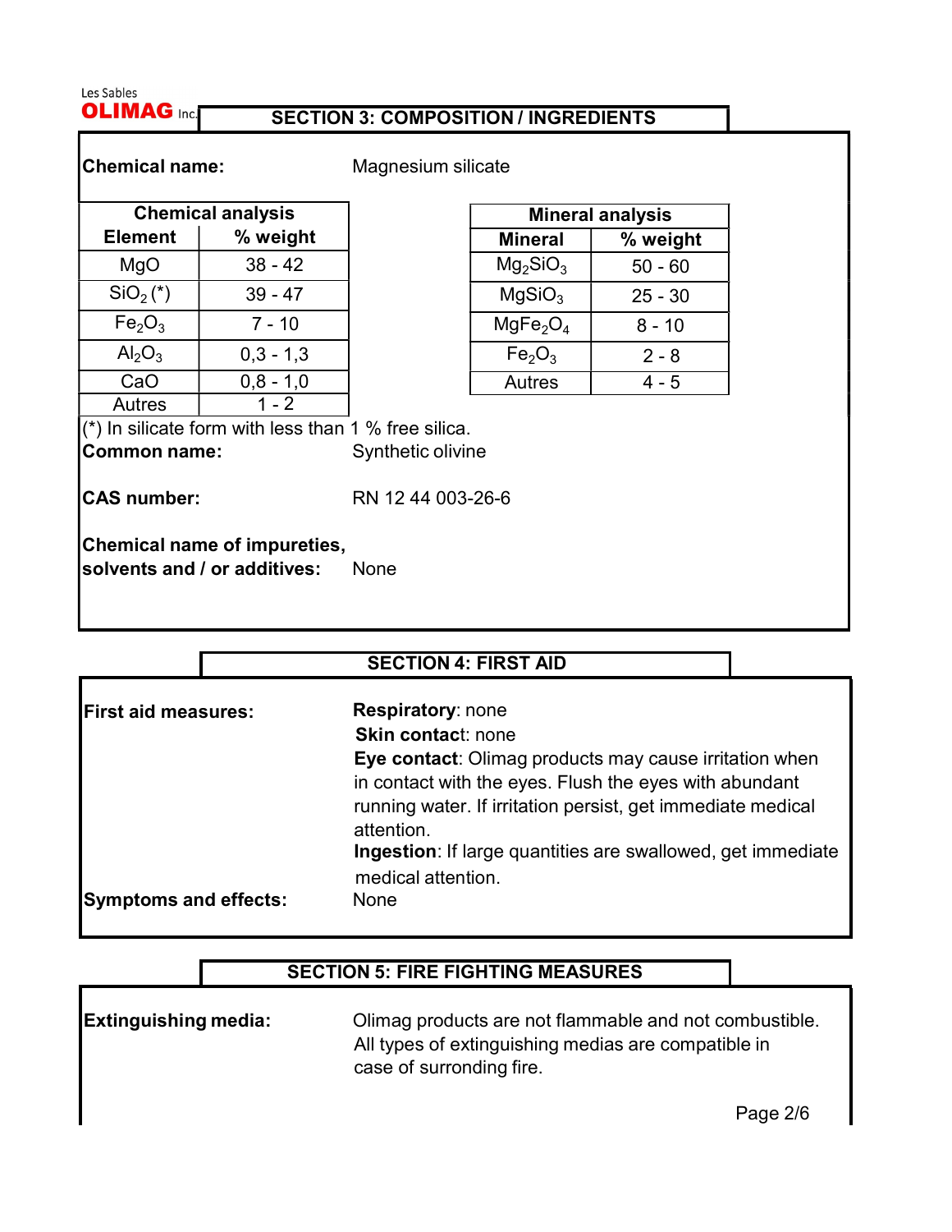Les Sables **OLIMAG** Inc.

## SECTION 3: COMPOSITION / INGREDIENTS

**Chemical name:** Magnesium silicate

| Chemical analysis | |
|---|---|
| **Element** | **% weight** |
| $MgO$ | 38 - 42 |
| $SiO_2$ (*) | 39 - 47 |
| $Fe_2O_3$ | 7 - 10 |
| $Al_2O_3$ | 0,3 - 1,3 |
| $CaO$ | 0,8 - 1,0 |
| Autres | 1 - 2 |

| Mineral analysis | |
|---|---|
| **Mineral** | **% weight** |
| $Mg_2SiO_3$ | 50 - 60 |
| $MgSiO_3$ | 25 - 30 |
| $MgFe_2O_4$ | 8 - 10 |
| $Fe_2O_3$ | 2 - 8 |
| Autres | 4 - 5 |

(*) In silicate form with less than 1 % free silica.

**Common name:** Synthetic olivine

**CAS number:** RN 12 44 003-26-6

**Chemical name of impureties, solvents and / or additives:** None

## SECTION 4: FIRST AID

**First aid measures:**

**Respiratory**: none

**Skin contact**: none

**Eye contact**: Olimag products may cause irritation when in contact with the eyes. Flush the eyes with abundant running water. If irritation persist, get immediate medical attention.

**Ingestion**: If large quantities are swallowed, get immediate medical attention.

**Symptoms and effects:** None

## SECTION 5: FIRE FIGHTING MEASURES

**Extinguishing media:** Olimag products are not flammable and not combustible. All types of extinguishing medias are compatible in case of surronding fire.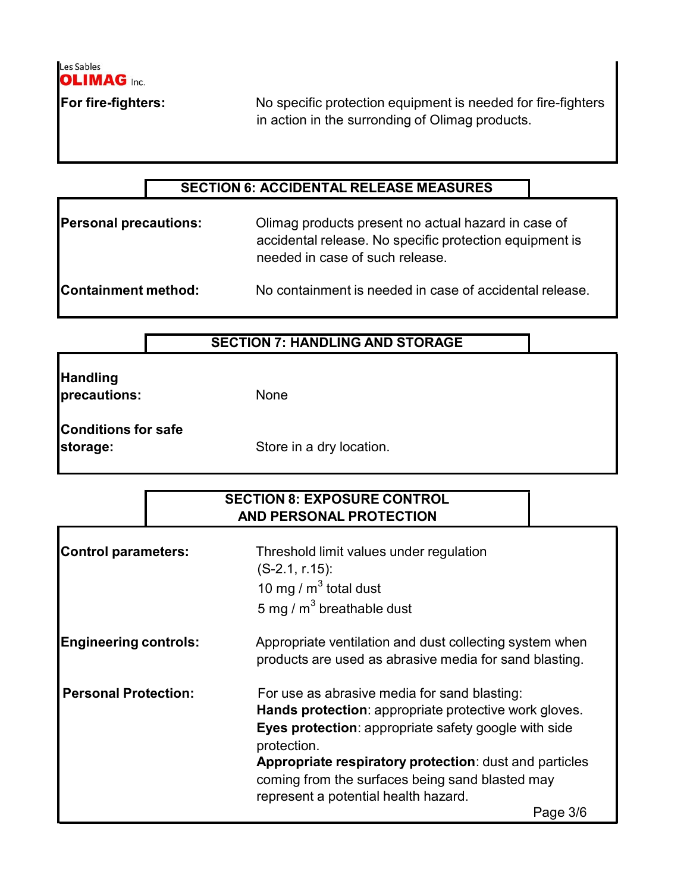**For fire-fighters:** No specific protection equipment is needed for fire-fighters in action in the surrounding of Olimag products.

## SECTION 6: ACCIDENTAL RELEASE MEASURES

**Personal precautions:** Olimag products present no actual hazard in case of accidental release. No specific protection equipment is needed in case of such release.

**Containment method:** No containment is needed in case of accidental release.

## SECTION 7: HANDLING AND STORAGE

**Handling precautions:** None

**Conditions for safe storage:** Store in a dry location.

## SECTION 8: EXPOSURE CONTROL AND PERSONAL PROTECTION

**Control parameters:** Threshold limit values under regulation (S-2.1, r.15):
10 mg / $m^3$ total dust
5 mg / $m^3$ breathable dust

**Engineering controls:** Appropriate ventilation and dust collecting system when products are used as abrasive media for sand blasting.

**Personal Protection:** For use as abrasive media for sand blasting:
**Hands protection**: appropriate protective work gloves.
**Eyes protection**: appropriate safety google with side protection.
**Appropriate respiratory protection**: dust and particles coming from the surfaces being sand blasted may represent a potential health hazard.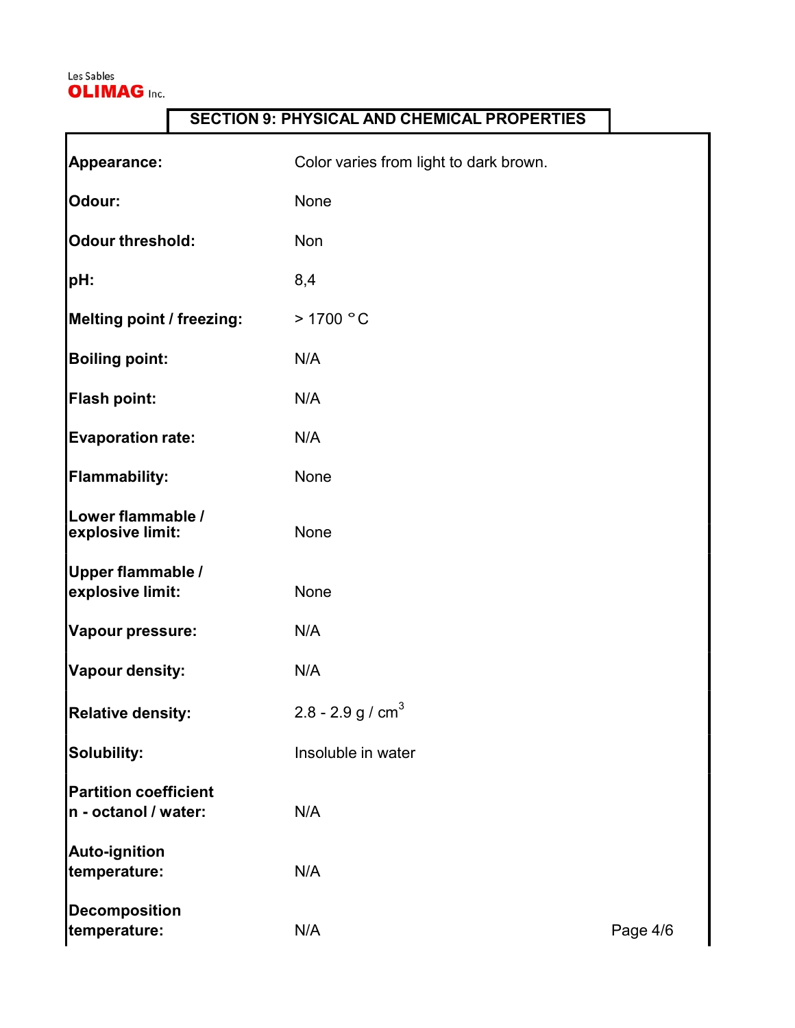Les Sables **OLIMAG** Inc.

## SECTION 9: PHYSICAL AND CHEMICAL PROPERTIES

| | |
|---|---|
| **Appearance:** | Color varies from light to dark brown. |
| **Odour:** | None |
| **Odour threshold:** | Non |
| **pH:** | 8,4 |
| **Melting point / freezing:** | > 1700 °C |
| **Boiling point:** | N/A |
| **Flash point:** | N/A |
| **Evaporation rate:** | N/A |
| **Flammability:** | None |
| **Lower flammable / explosive limit:** | None |
| **Upper flammable / explosive limit:** | None |
| **Vapour pressure:** | N/A |
| **Vapour density:** | N/A |
| **Relative density:** | 2.8 - 2.9 g / $cm^3$ |
| **Solubility:** | Insoluble in water |
| **Partition coefficient n - octanol / water:** | N/A |
| **Auto-ignition temperature:** | N/A |
| **Decomposition temperature:** | N/A |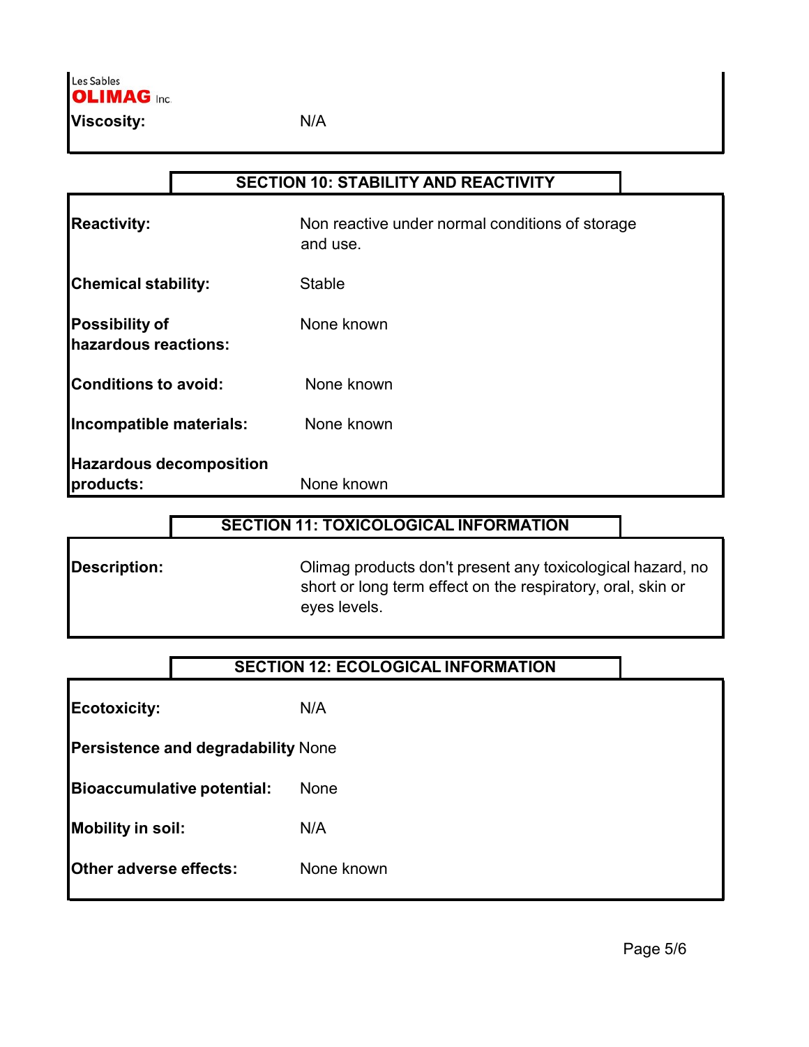**Viscosity:** N/A

## SECTION 10: STABILITY AND REACTIVITY

| | |
|---|---|
| **Reactivity:** | Non reactive under normal conditions of storage and use. |
| **Chemical stability:** | Stable |
| **Possibility of hazardous reactions:** | None known |
| **Conditions to avoid:** | None known |
| **Incompatible materials:** | None known |
| **Hazardous decomposition products:** | None known |

## SECTION 11: TOXICOLOGICAL INFORMATION

| | |
|---|---|
| **Description:** | Olimag products don't present any toxicological hazard, no short or long term effect on the respiratory, oral, skin or eyes levels. |

## SECTION 12: ECOLOGICAL INFORMATION

| | |
|---|---|
| **Ecotoxicity:** | N/A |
| **Persistence and degradability** | None |
| **Bioaccumulative potential:** | None |
| **Mobility in soil:** | N/A |
| **Other adverse effects:** | None known |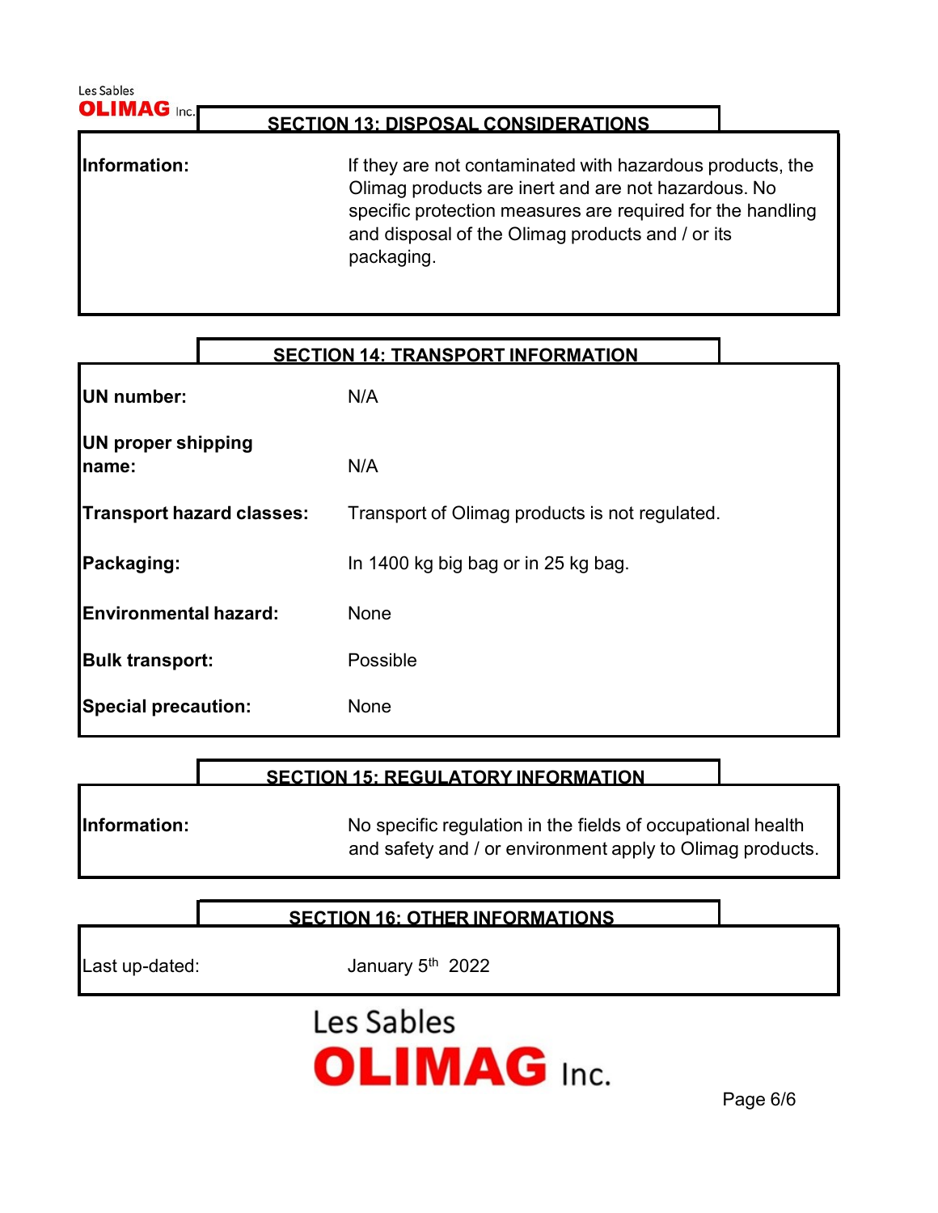## SECTION 13: DISPOSAL CONSIDERATIONS

| | |
|---|---|
| **Information:** | If they are not contaminated with hazardous products, the Olimag products are inert and are not hazardous. No specific protection measures are required for the handling and disposal of the Olimag products and / or its packaging. |

## SECTION 14: TRANSPORT INFORMATION

| | |
|---|---|
| **UN number:** | N/A |
| **UN proper shipping name:** | N/A |
| **Transport hazard classes:** | Transport of Olimag products is not regulated. |
| **Packaging:** | In 1400 kg big bag or in 25 kg bag. |
| **Environmental hazard:** | None |
| **Bulk transport:** | Possible |
| **Special precaution:** | None |

## SECTION 15: REGULATORY INFORMATION

| | |
|---|---|
| **Information:** | No specific regulation in the fields of occupational health and safety and / or environment apply to Olimag products. |

## SECTION 16: OTHER INFORMATIONS

| | |
|---|---|
| Last up-dated: | January 5th 2022 |

Les Sables
**OLIMAG** Inc.